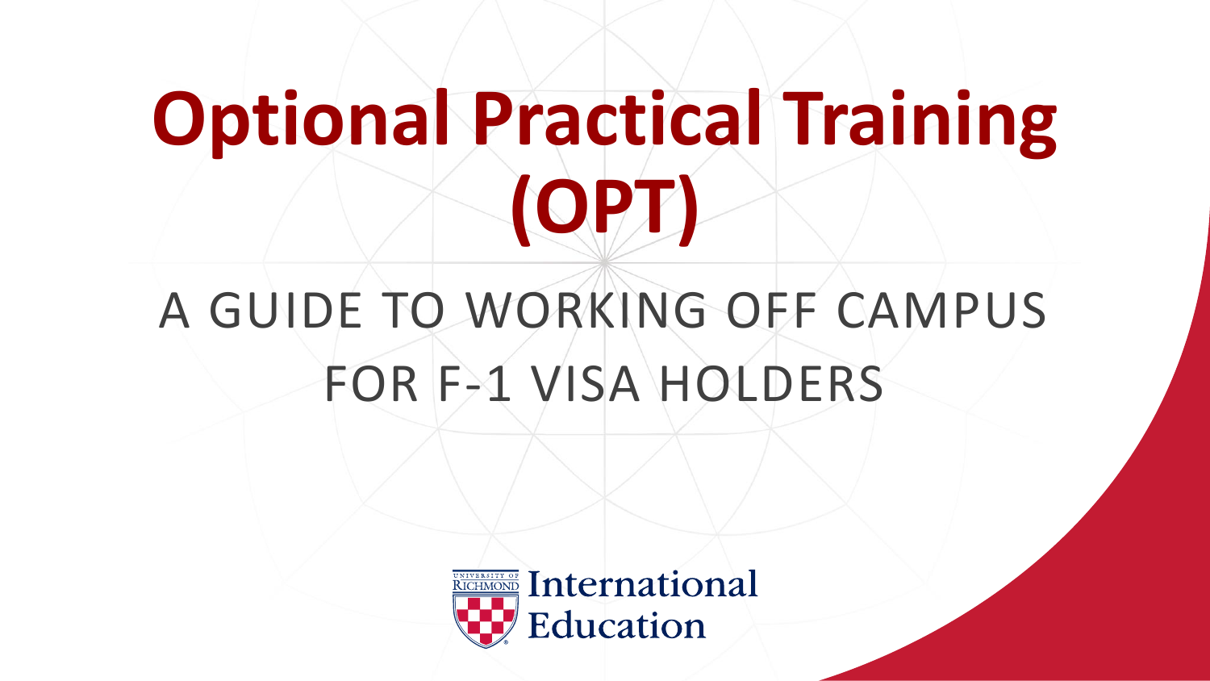# Optional Practical Training (OPT)

## A GUIDE TO WORKING OFF CAMPUS FOR F-1 VISA HOLDERS

University of Richmond International Education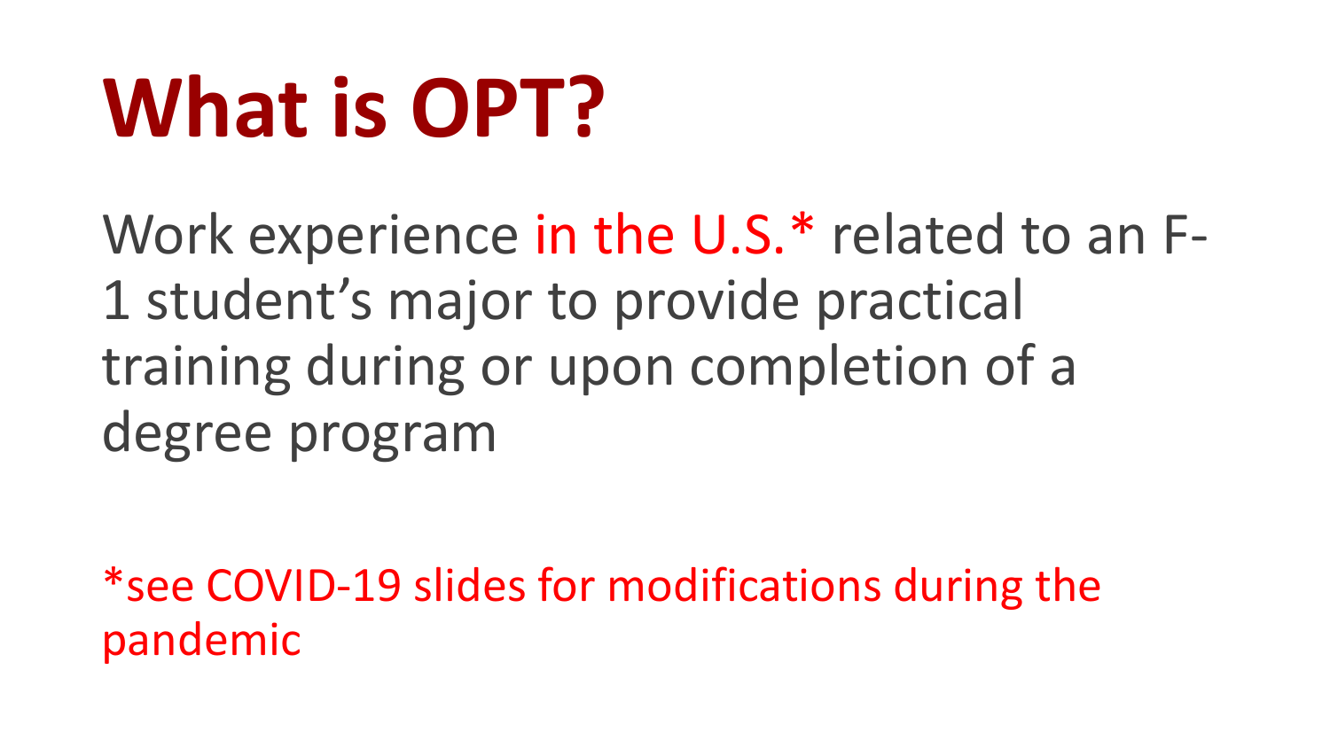# What is OPT?

Work experience in the U.S.* related to an F-1 student's major to provide practical training during or upon completion of a degree program

*see COVID-19 slides for modifications during the pandemic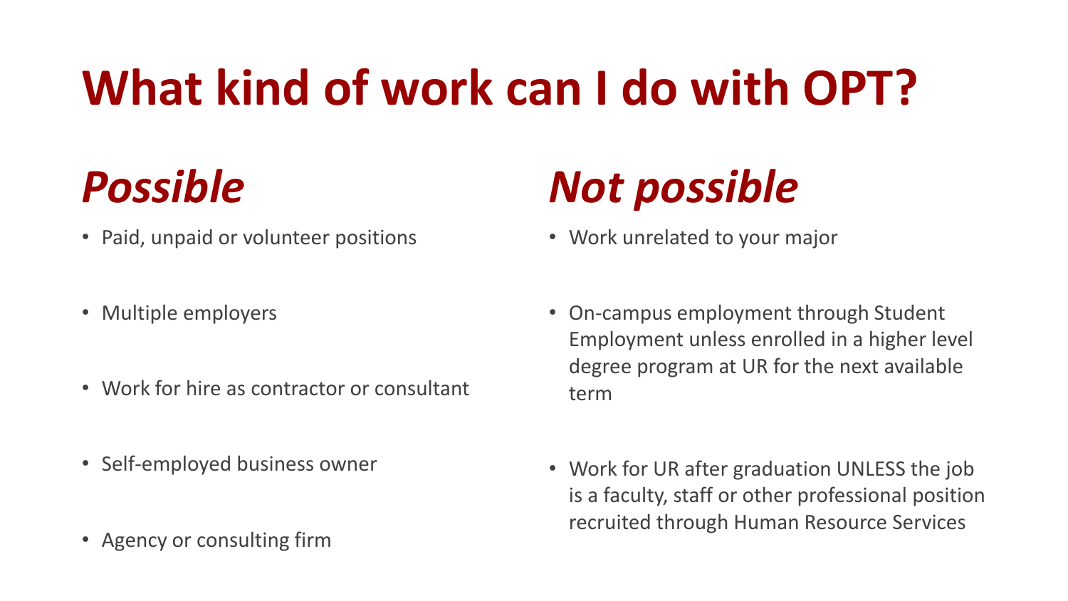# What kind of work can I do with OPT?

## *Possible*

- Paid, unpaid or volunteer positions
- Multiple employers
- Work for hire as contractor or consultant
- Self-employed business owner
- Agency or consulting firm

## *Not possible*

- Work unrelated to your major
- On-campus employment through Student Employment unless enrolled in a higher level degree program at UR for the next available term
- Work for UR after graduation UNLESS the job is a faculty, staff or other professional position recruited through Human Resource Services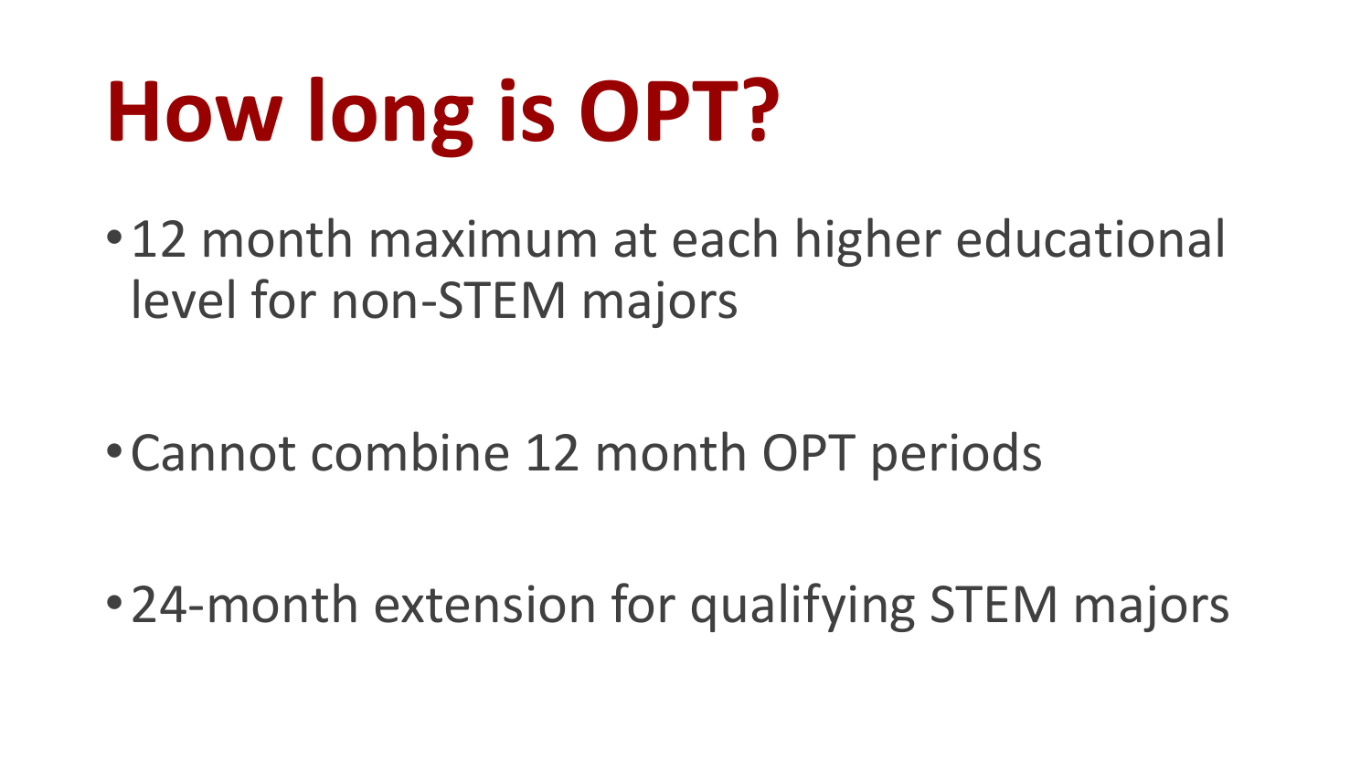# How long is OPT?

- 12 month maximum at each higher educational level for non-STEM majors
- Cannot combine 12 month OPT periods
- 24-month extension for qualifying STEM majors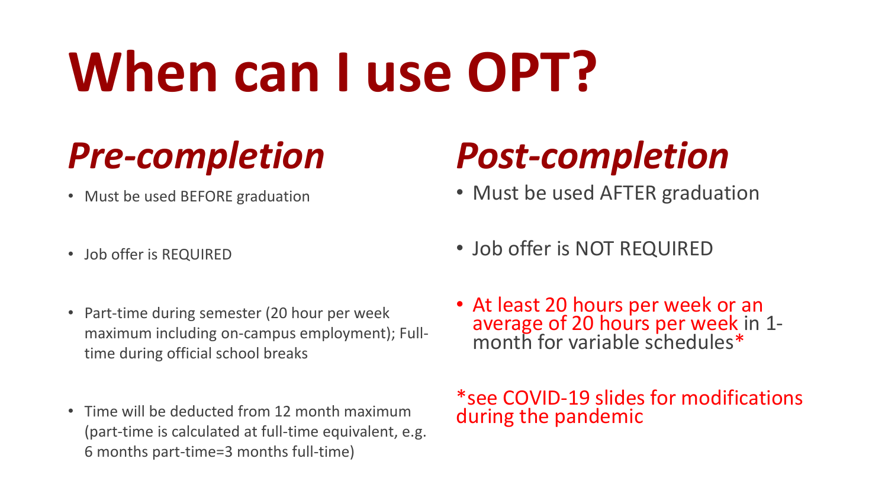# When can I use OPT?

## *Pre-completion*

- Must be used BEFORE graduation
- Job offer is REQUIRED
- Part-time during semester (20 hour per week maximum including on-campus employment); Full-time during official school breaks
- Time will be deducted from 12 month maximum (part-time is calculated at full-time equivalent, e.g. 6 months part-time=3 months full-time)

## *Post-completion*

- Must be used AFTER graduation
- Job offer is NOT REQUIRED
- At least 20 hours per week or an average of 20 hours per week in 1-month for variable schedules*

*see COVID-19 slides for modifications during the pandemic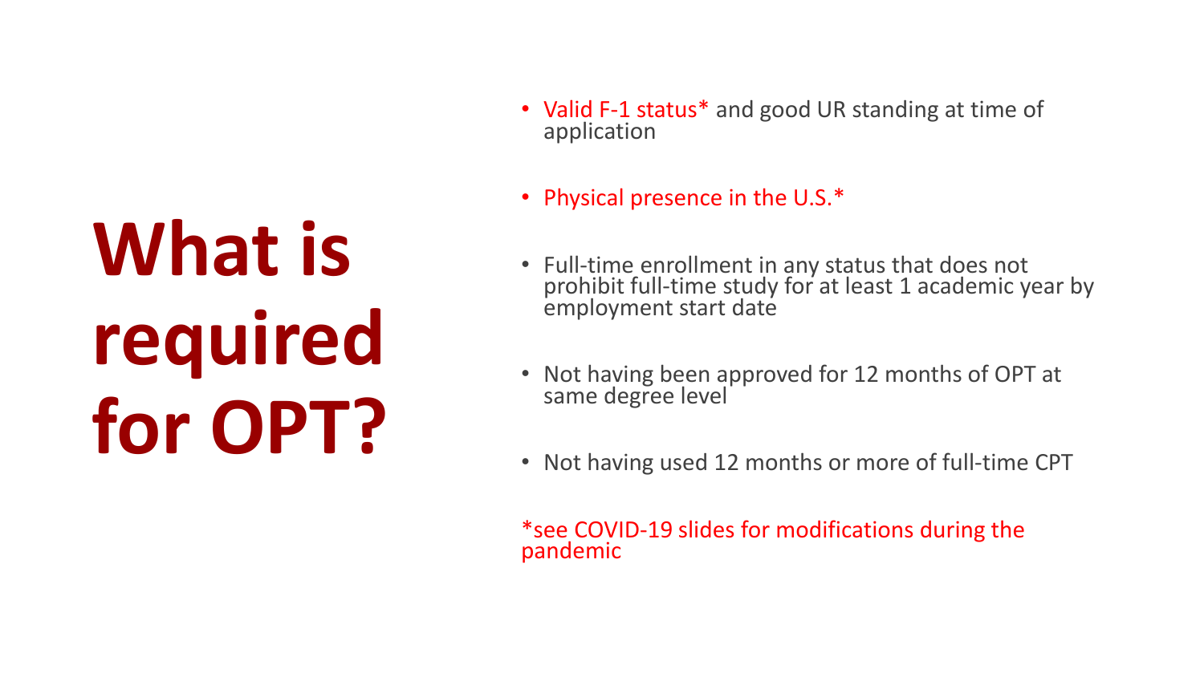# What is required for OPT?

- Valid F-1 status* and good UR standing at time of application
- Physical presence in the U.S.*
- Full-time enrollment in any status that does not prohibit full-time study for at least 1 academic year by employment start date
- Not having been approved for 12 months of OPT at same degree level
- Not having used 12 months or more of full-time CPT

*see COVID-19 slides for modifications during the pandemic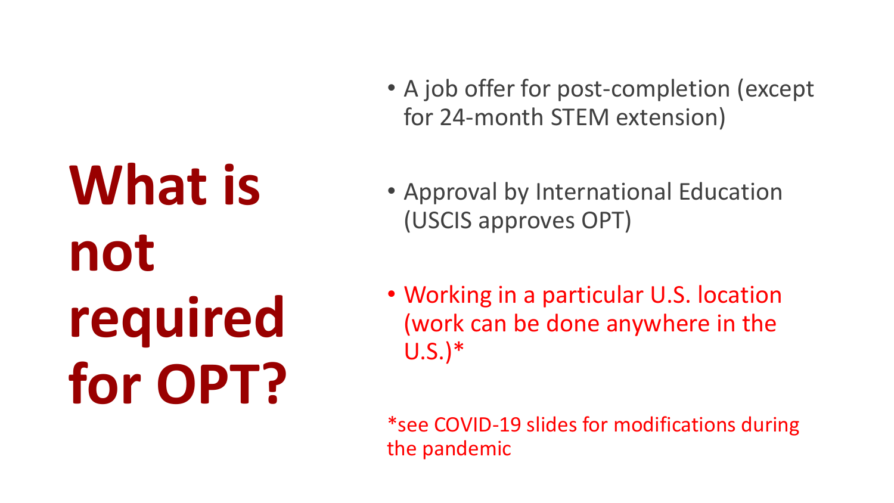# What is not required for OPT?

- A job offer for post-completion (except for 24-month STEM extension)
- Approval by International Education (USCIS approves OPT)
- Working in a particular U.S. location (work can be done anywhere in the U.S.)*

*see COVID-19 slides for modifications during the pandemic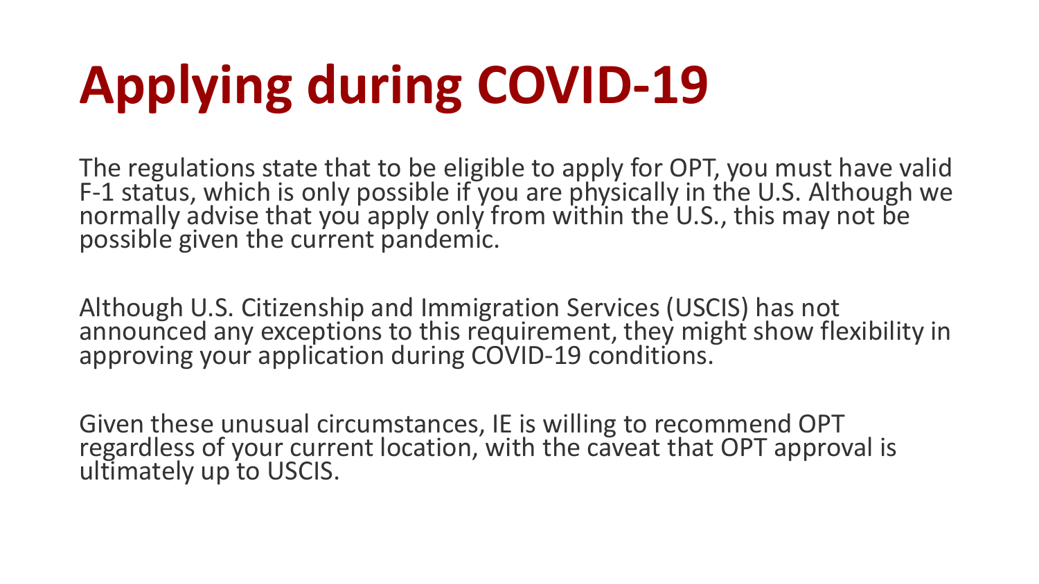# Applying during COVID-19

The regulations state that to be eligible to apply for OPT, you must have valid F-1 status, which is only possible if you are physically in the U.S. Although we normally advise that you apply only from within the U.S., this may not be possible given the current pandemic.

Although U.S. Citizenship and Immigration Services (USCIS) has not announced any exceptions to this requirement, they might show flexibility in approving your application during COVID-19 conditions.

Given these unusual circumstances, IE is willing to recommend OPT regardless of your current location, with the caveat that OPT approval is ultimately up to USCIS.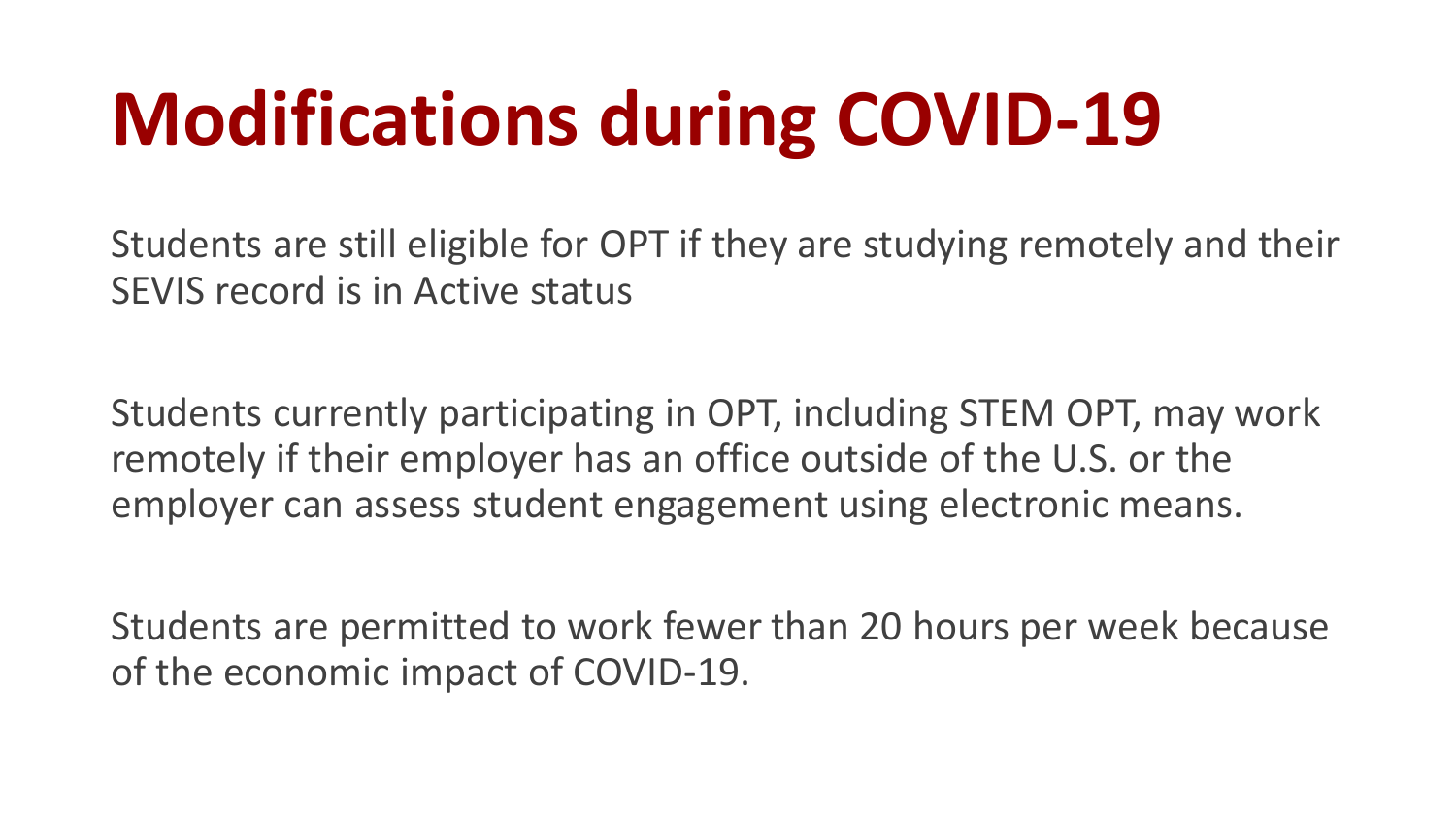# Modifications during COVID-19

Students are still eligible for OPT if they are studying remotely and their SEVIS record is in Active status

Students currently participating in OPT, including STEM OPT, may work remotely if their employer has an office outside of the U.S. or the employer can assess student engagement using electronic means.

Students are permitted to work fewer than 20 hours per week because of the economic impact of COVID-19.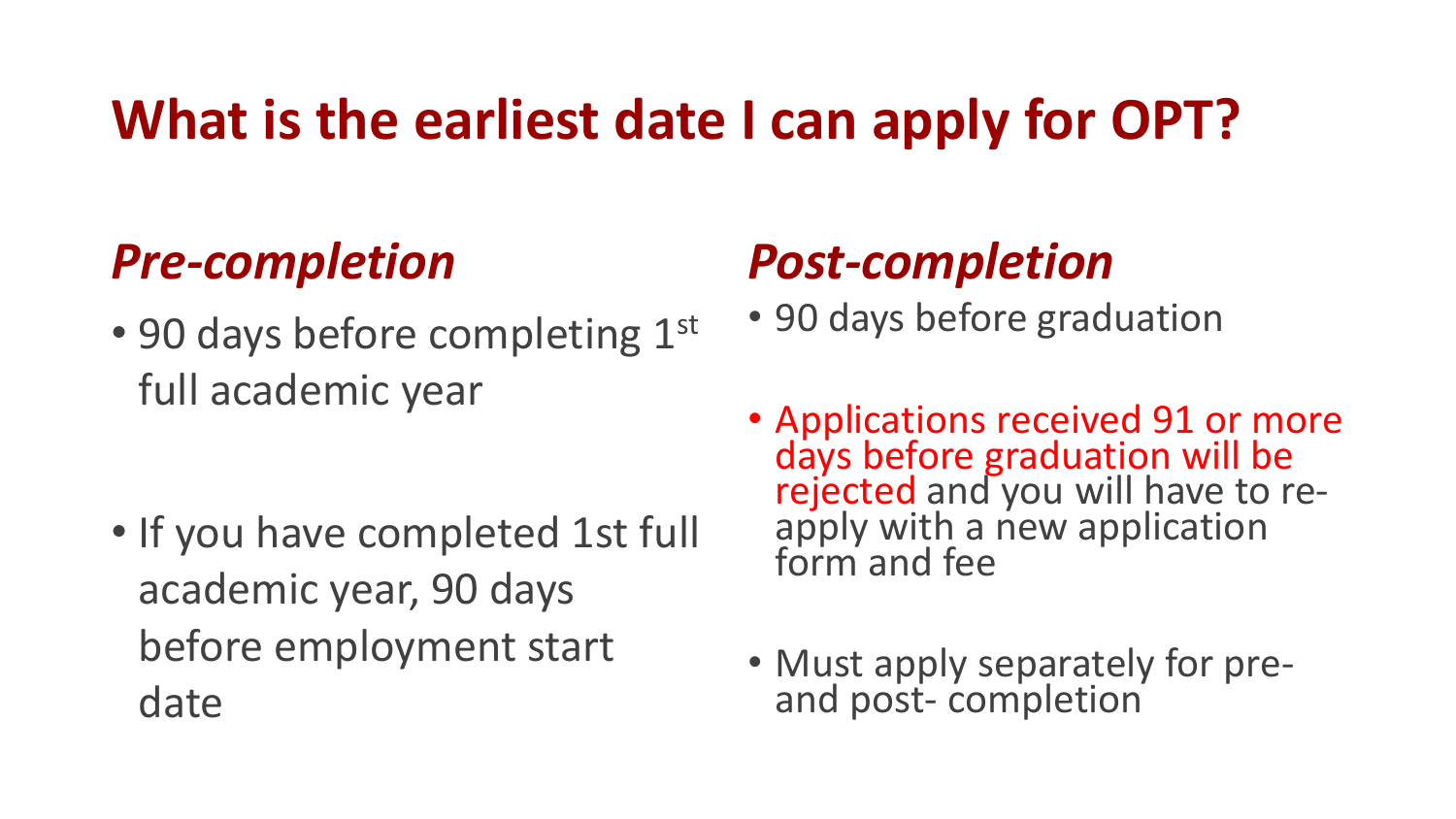# What is the earliest date I can apply for OPT?

## *Pre-completion*

- 90 days before completing 1st full academic year
- If you have completed 1st full academic year, 90 days before employment start date

## *Post-completion*

- 90 days before graduation
- Applications received 91 or more days before graduation will be rejected and you will have to re-apply with a new application form and fee
- Must apply separately for pre- and post- completion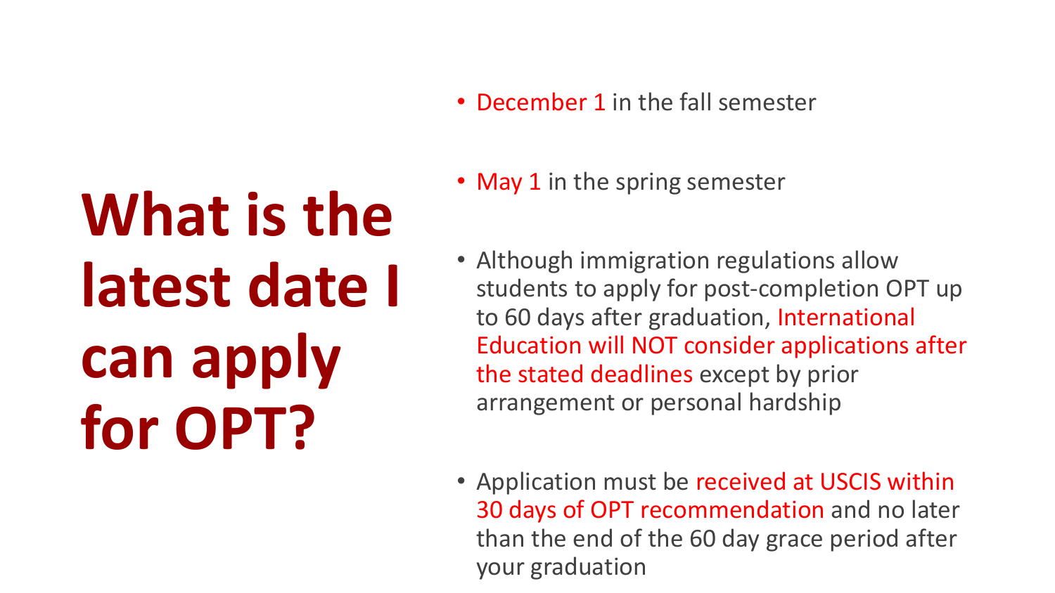# What is the latest date I can apply for OPT?

- December 1 in the fall semester
- May 1 in the spring semester
- Although immigration regulations allow students to apply for post-completion OPT up to 60 days after graduation, International Education will NOT consider applications after the stated deadlines except by prior arrangement or personal hardship
- Application must be received at USCIS within 30 days of OPT recommendation and no later than the end of the 60 day grace period after your graduation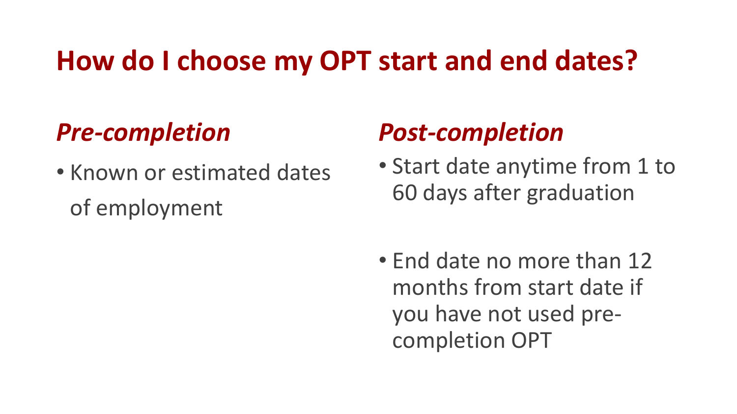# How do I choose my OPT start and end dates?

## *Pre-completion*

- Known or estimated dates of employment

## *Post-completion*

- Start date anytime from 1 to 60 days after graduation
- End date no more than 12 months from start date if you have not used pre-completion OPT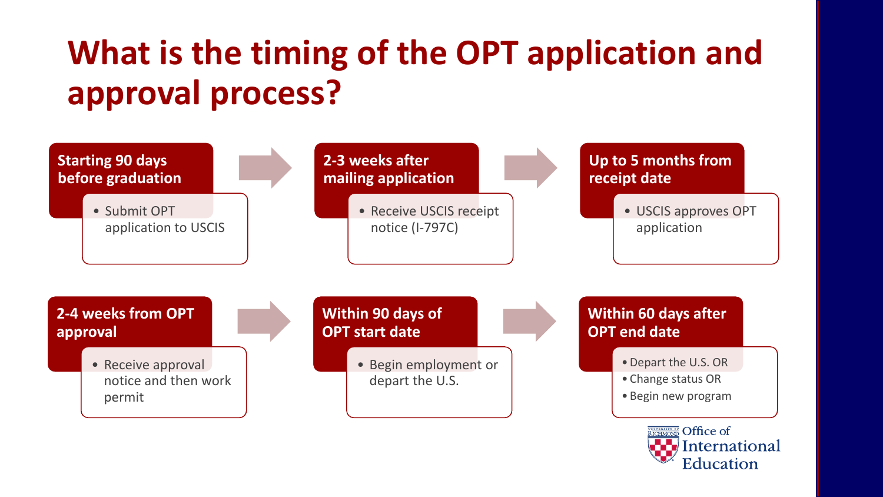# What is the timing of the OPT application and approval process?

**Starting 90 days before graduation**

- Submit OPT application to USCIS

**2-3 weeks after mailing application**

- Receive USCIS receipt notice (I-797C)

**Up to 5 months from receipt date**

- USCIS approves OPT application

**2-4 weeks from OPT approval**

- Receive approval notice and then work permit

**Within 90 days of OPT start date**

- Begin employment or depart the U.S.

**Within 60 days after OPT end date**

- Depart the U.S. OR
- Change status OR
- Begin new program

University of Richmond Office of International Education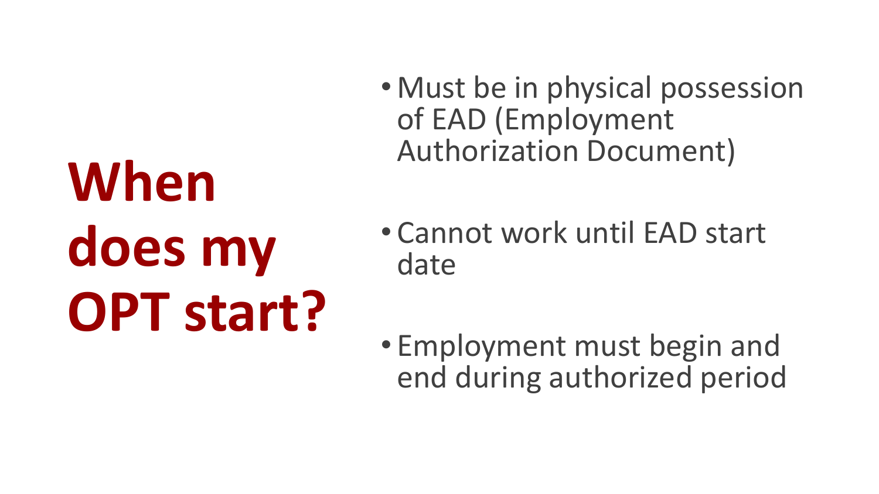# When does my OPT start?

- Must be in physical possession of EAD (Employment Authorization Document)
- Cannot work until EAD start date
- Employment must begin and end during authorized period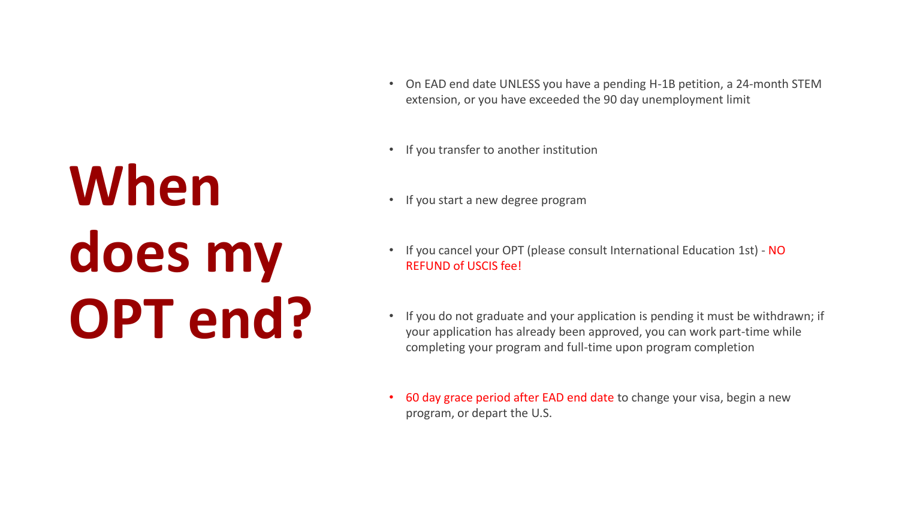# When does my OPT end?

- On EAD end date UNLESS you have a pending H-1B petition, a 24-month STEM extension, or you have exceeded the 90 day unemployment limit
- If you transfer to another institution
- If you start a new degree program
- If you cancel your OPT (please consult International Education 1st) - NO REFUND of USCIS fee!
- If you do not graduate and your application is pending it must be withdrawn; if your application has already been approved, you can work part-time while completing your program and full-time upon program completion
- 60 day grace period after EAD end date to change your visa, begin a new program, or depart the U.S.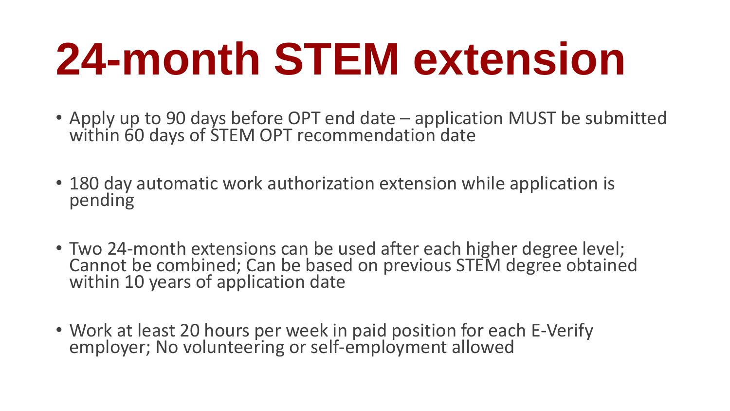# 24-month STEM extension

- Apply up to 90 days before OPT end date – application MUST be submitted within 60 days of STEM OPT recommendation date
- 180 day automatic work authorization extension while application is pending
- Two 24-month extensions can be used after each higher degree level; Cannot be combined; Can be based on previous STEM degree obtained within 10 years of application date
- Work at least 20 hours per week in paid position for each E-Verify employer; No volunteering or self-employment allowed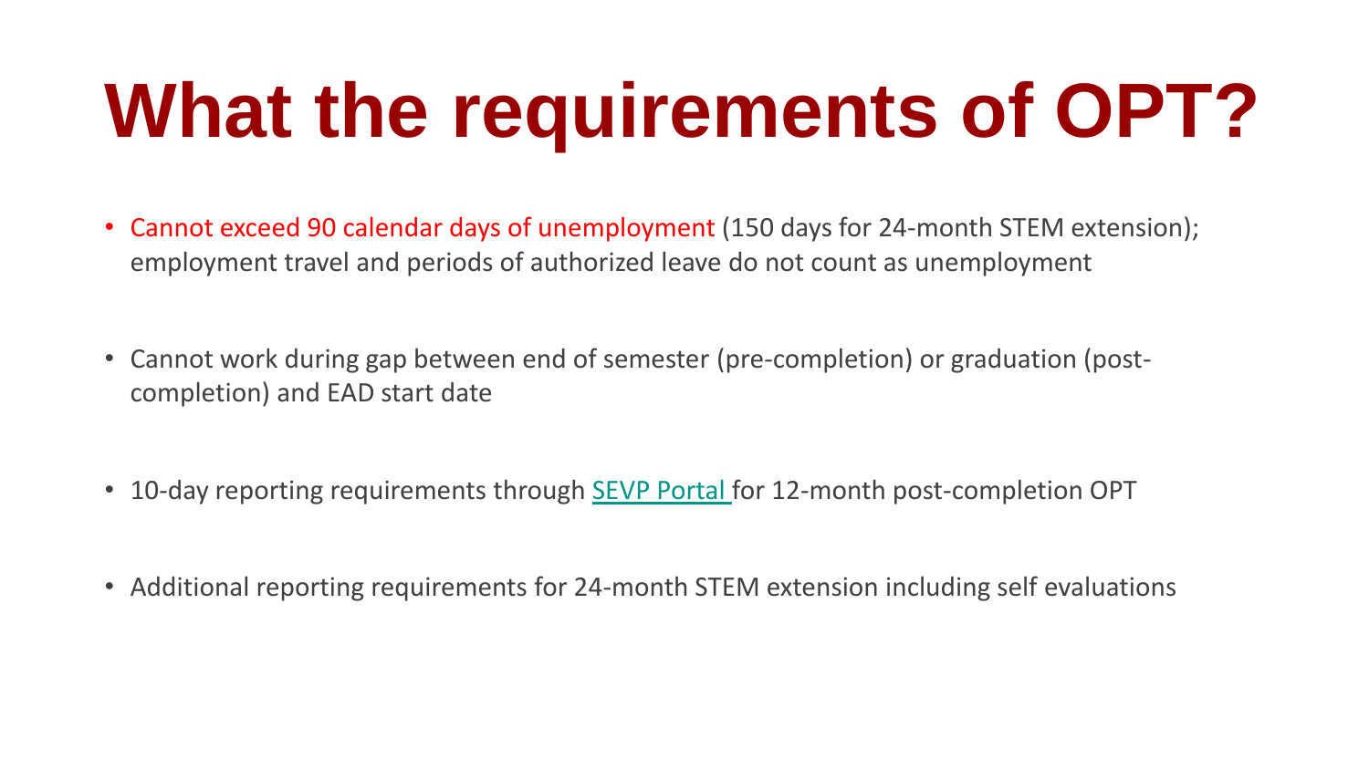# What the requirements of OPT?

- Cannot exceed 90 calendar days of unemployment (150 days for 24-month STEM extension); employment travel and periods of authorized leave do not count as unemployment
- Cannot work during gap between end of semester (pre-completion) or graduation (post-completion) and EAD start date
- 10-day reporting requirements through SEVP Portal for 12-month post-completion OPT
- Additional reporting requirements for 24-month STEM extension including self evaluations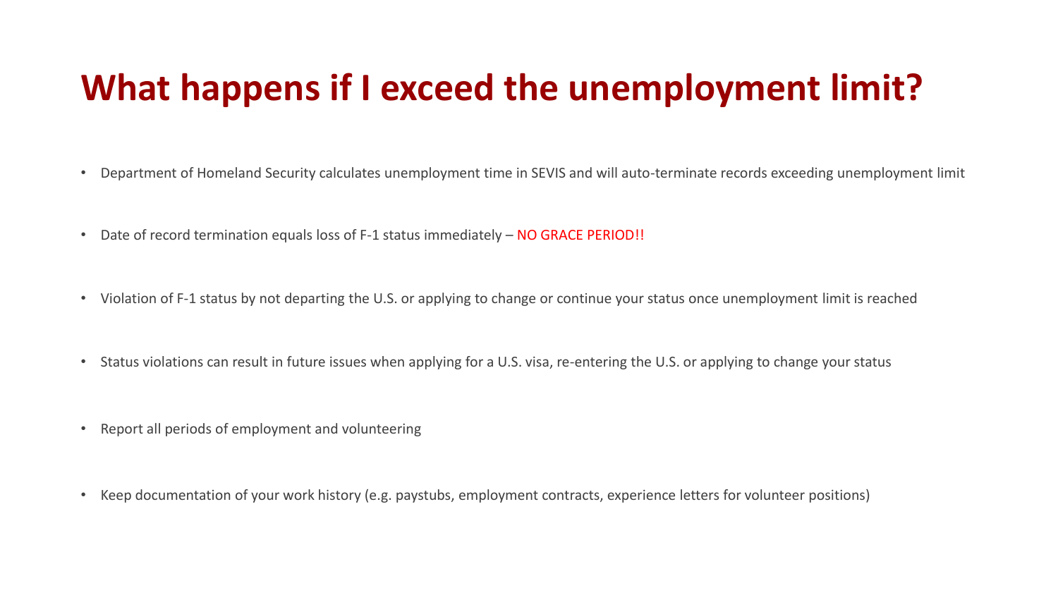# What happens if I exceed the unemployment limit?

- Department of Homeland Security calculates unemployment time in SEVIS and will auto-terminate records exceeding unemployment limit
- Date of record termination equals loss of F-1 status immediately – NO GRACE PERIOD!!
- Violation of F-1 status by not departing the U.S. or applying to change or continue your status once unemployment limit is reached
- Status violations can result in future issues when applying for a U.S. visa, re-entering the U.S. or applying to change your status
- Report all periods of employment and volunteering
- Keep documentation of your work history (e.g. paystubs, employment contracts, experience letters for volunteer positions)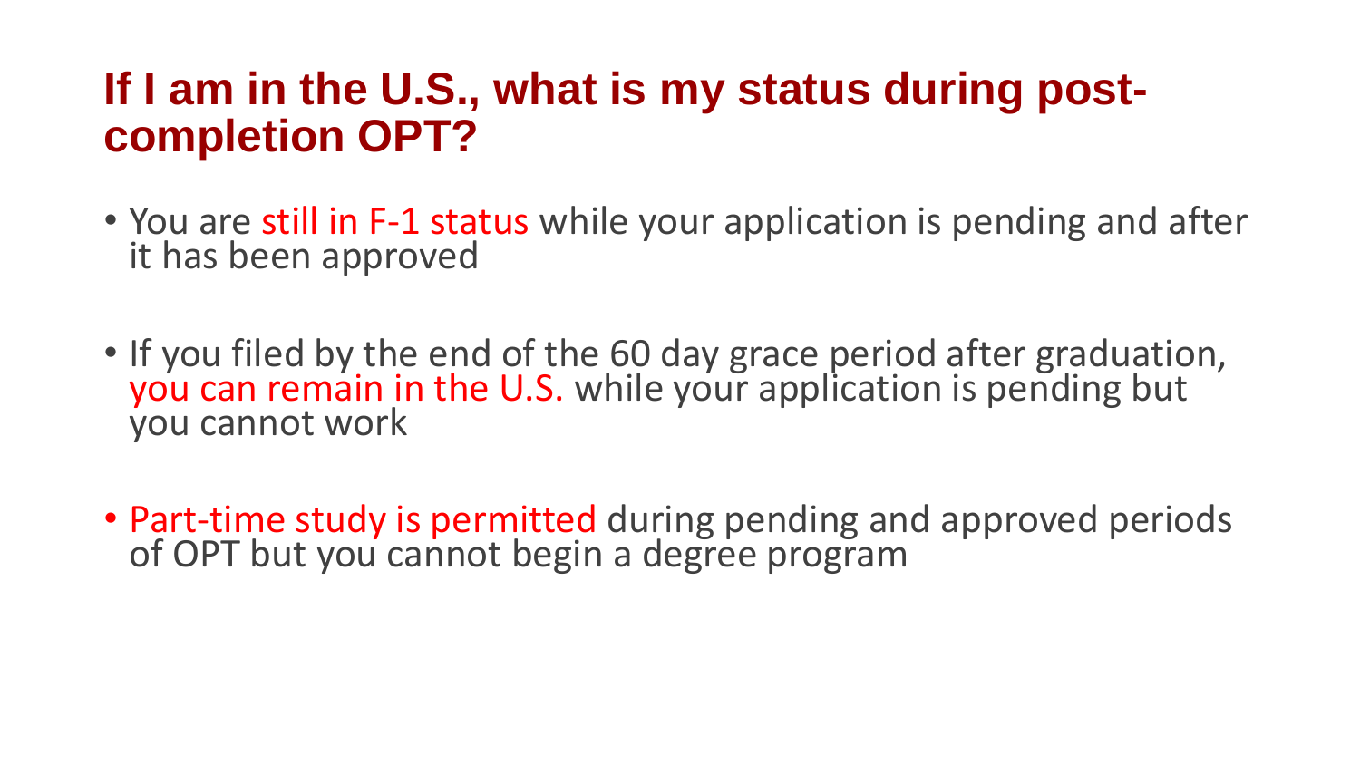# If I am in the U.S., what is my status during post-completion OPT?

- You are still in F-1 status while your application is pending and after it has been approved
- If you filed by the end of the 60 day grace period after graduation, you can remain in the U.S. while your application is pending but you cannot work
- Part-time study is permitted during pending and approved periods of OPT but you cannot begin a degree program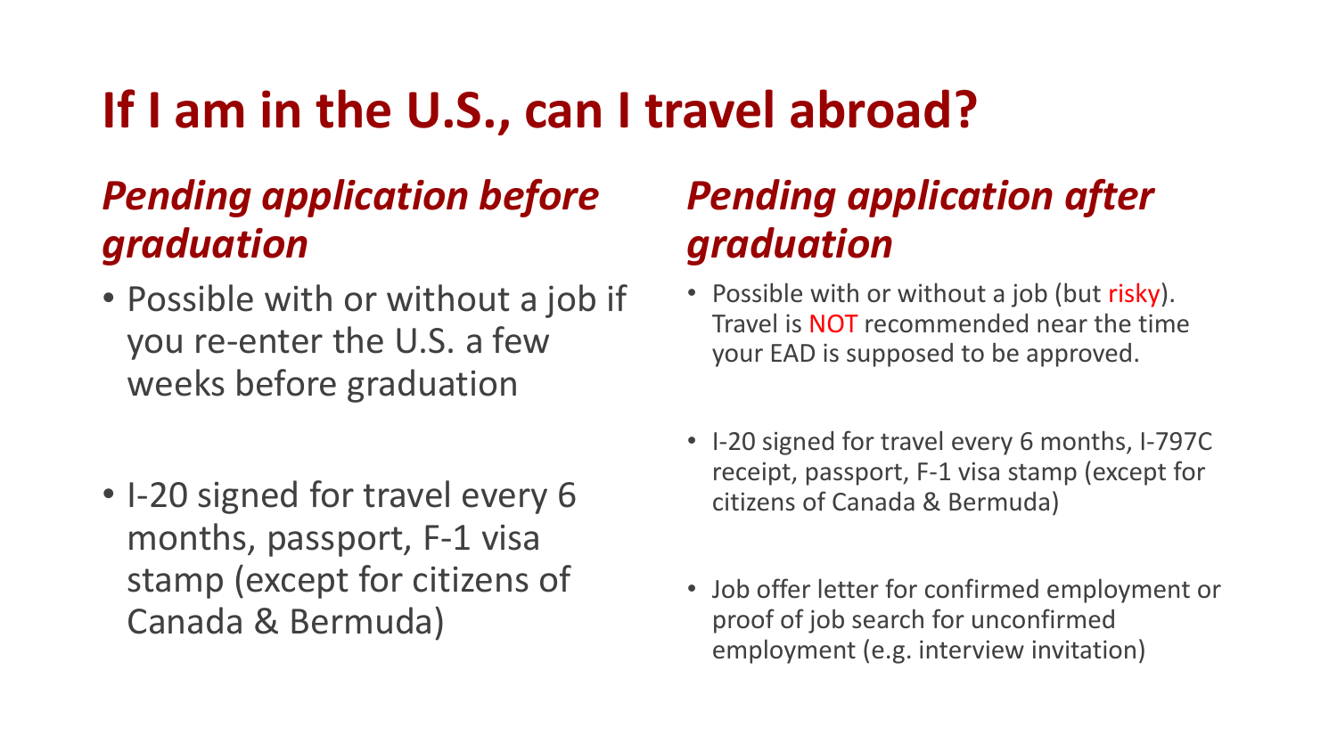# If I am in the U.S., can I travel abroad?

## *Pending application before graduation*

- Possible with or without a job if you re-enter the U.S. a few weeks before graduation
- I-20 signed for travel every 6 months, passport, F-1 visa stamp (except for citizens of Canada & Bermuda)

## *Pending application after graduation*

- Possible with or without a job (but risky). Travel is NOT recommended near the time your EAD is supposed to be approved.
- I-20 signed for travel every 6 months, I-797C receipt, passport, F-1 visa stamp (except for citizens of Canada & Bermuda)
- Job offer letter for confirmed employment or proof of job search for unconfirmed employment (e.g. interview invitation)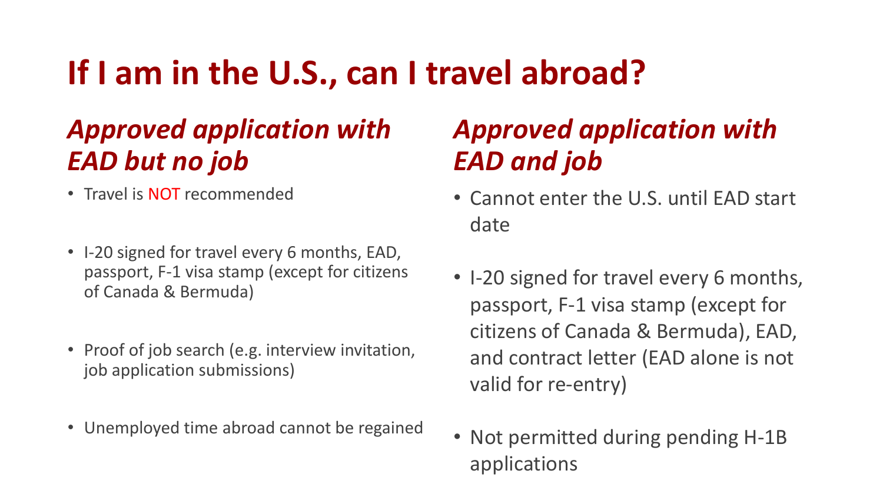# If I am in the U.S., can I travel abroad?

## *Approved application with EAD but no job*

- Travel is NOT recommended
- I-20 signed for travel every 6 months, EAD, passport, F-1 visa stamp (except for citizens of Canada & Bermuda)
- Proof of job search (e.g. interview invitation, job application submissions)
- Unemployed time abroad cannot be regained

## *Approved application with EAD and job*

- Cannot enter the U.S. until EAD start date
- I-20 signed for travel every 6 months, passport, F-1 visa stamp (except for citizens of Canada & Bermuda), EAD, and contract letter (EAD alone is not valid for re-entry)
- Not permitted during pending H-1B applications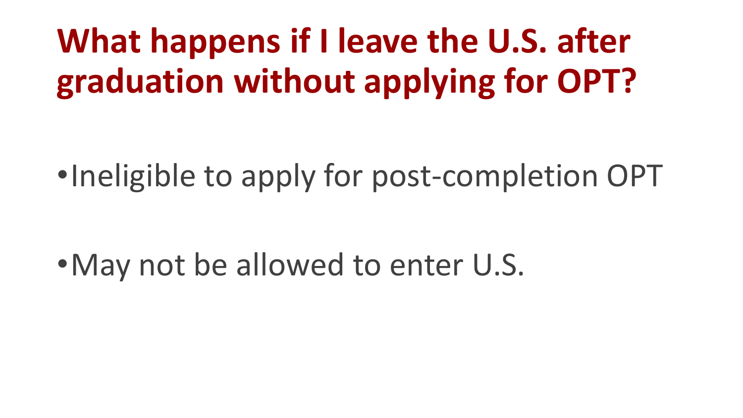# What happens if I leave the U.S. after graduation without applying for OPT?

- Ineligible to apply for post-completion OPT
- May not be allowed to enter U.S.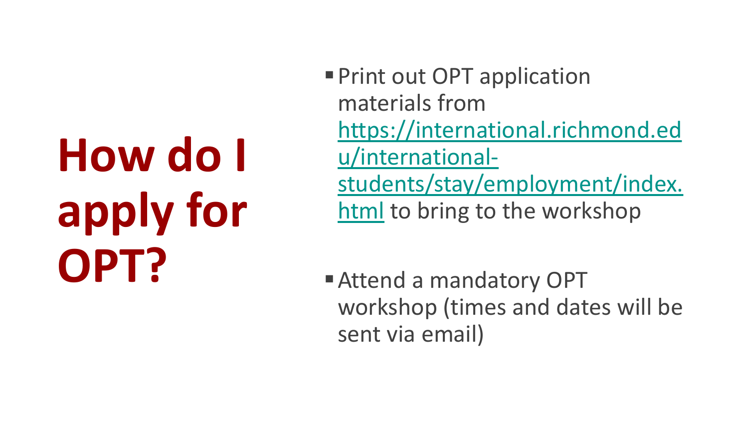# How do I apply for OPT?

- Print out OPT application materials from [https://international.richmond.edu/international-students/stay/employment/index.html](https://international.richmond.edu/international-students/stay/employment/index.html) to bring to the workshop
- Attend a mandatory OPT workshop (times and dates will be sent via email)